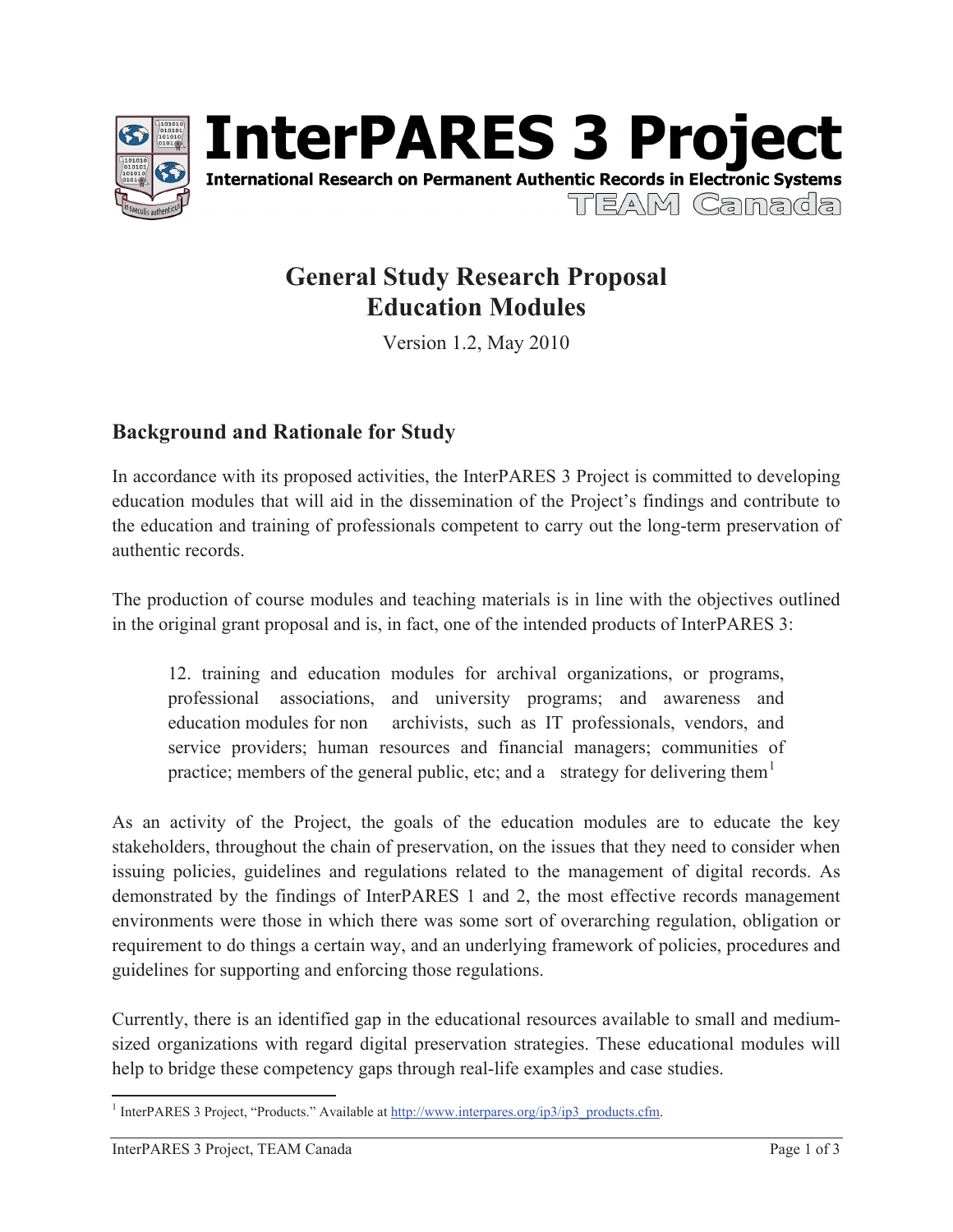# InterPARES 3 Project

**International Research on Permanent Authentic Records in Electronic Systems**

TEAM Canada

## General Study Research Proposal
## Education Modules

Version 1.2, May 2010

### Background and Rationale for Study

In accordance with its proposed activities, the InterPARES 3 Project is committed to developing education modules that will aid in the dissemination of the Project's findings and contribute to the education and training of professionals competent to carry out the long-term preservation of authentic records.

The production of course modules and teaching materials is in line with the objectives outlined in the original grant proposal and is, in fact, one of the intended products of InterPARES 3:

> 12. training and education modules for archival organizations, or programs, professional associations, and university programs; and awareness and education modules for non archivists, such as IT professionals, vendors, and service providers; human resources and financial managers; communities of practice; members of the general public, etc; and a strategy for delivering them[1]

As an activity of the Project, the goals of the education modules are to educate the key stakeholders, throughout the chain of preservation, on the issues that they need to consider when issuing policies, guidelines and regulations related to the management of digital records. As demonstrated by the findings of InterPARES 1 and 2, the most effective records management environments were those in which there was some sort of overarching regulation, obligation or requirement to do things a certain way, and an underlying framework of policies, procedures and guidelines for supporting and enforcing those regulations.

Currently, there is an identified gap in the educational resources available to small and medium-sized organizations with regard digital preservation strategies. These educational modules will help to bridge these competency gaps through real-life examples and case studies.

---

[1] InterPARES 3 Project, "Products." Available at http://www.interpares.org/ip3/ip3_products.cfm.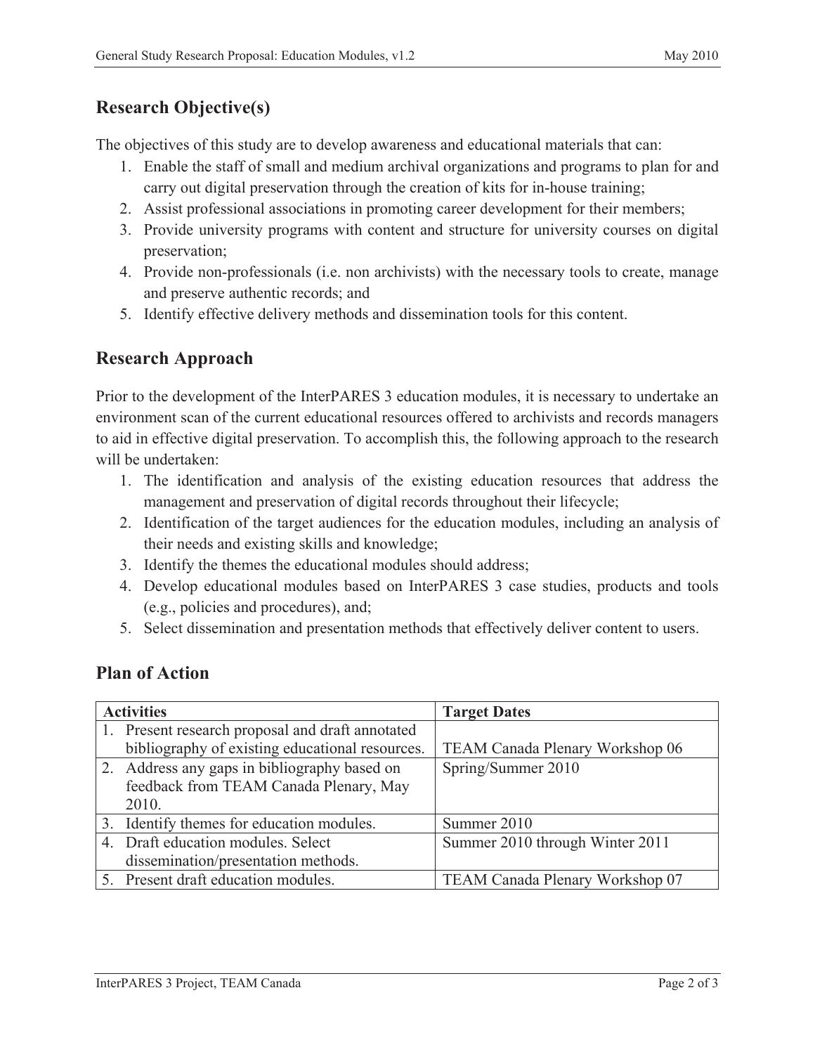## Research Objective(s)

The objectives of this study are to develop awareness and educational materials that can:

1. Enable the staff of small and medium archival organizations and programs to plan for and carry out digital preservation through the creation of kits for in-house training;
2. Assist professional associations in promoting career development for their members;
3. Provide university programs with content and structure for university courses on digital preservation;
4. Provide non-professionals (i.e. non archivists) with the necessary tools to create, manage and preserve authentic records; and
5. Identify effective delivery methods and dissemination tools for this content.

## Research Approach

Prior to the development of the InterPARES 3 education modules, it is necessary to undertake an environment scan of the current educational resources offered to archivists and records managers to aid in effective digital preservation. To accomplish this, the following approach to the research will be undertaken:

1. The identification and analysis of the existing education resources that address the management and preservation of digital records throughout their lifecycle;
2. Identification of the target audiences for the education modules, including an analysis of their needs and existing skills and knowledge;
3. Identify the themes the educational modules should address;
4. Develop educational modules based on InterPARES 3 case studies, products and tools (e.g., policies and procedures), and;
5. Select dissemination and presentation methods that effectively deliver content to users.

## Plan of Action

| Activities | Target Dates |
|---|---|
| 1. Present research proposal and draft annotated bibliography of existing educational resources. | TEAM Canada Plenary Workshop 06 |
| 2. Address any gaps in bibliography based on feedback from TEAM Canada Plenary, May 2010. | Spring/Summer 2010 |
| 3. Identify themes for education modules. | Summer 2010 |
| 4. Draft education modules. Select dissemination/presentation methods. | Summer 2010 through Winter 2011 |
| 5. Present draft education modules. | TEAM Canada Plenary Workshop 07 |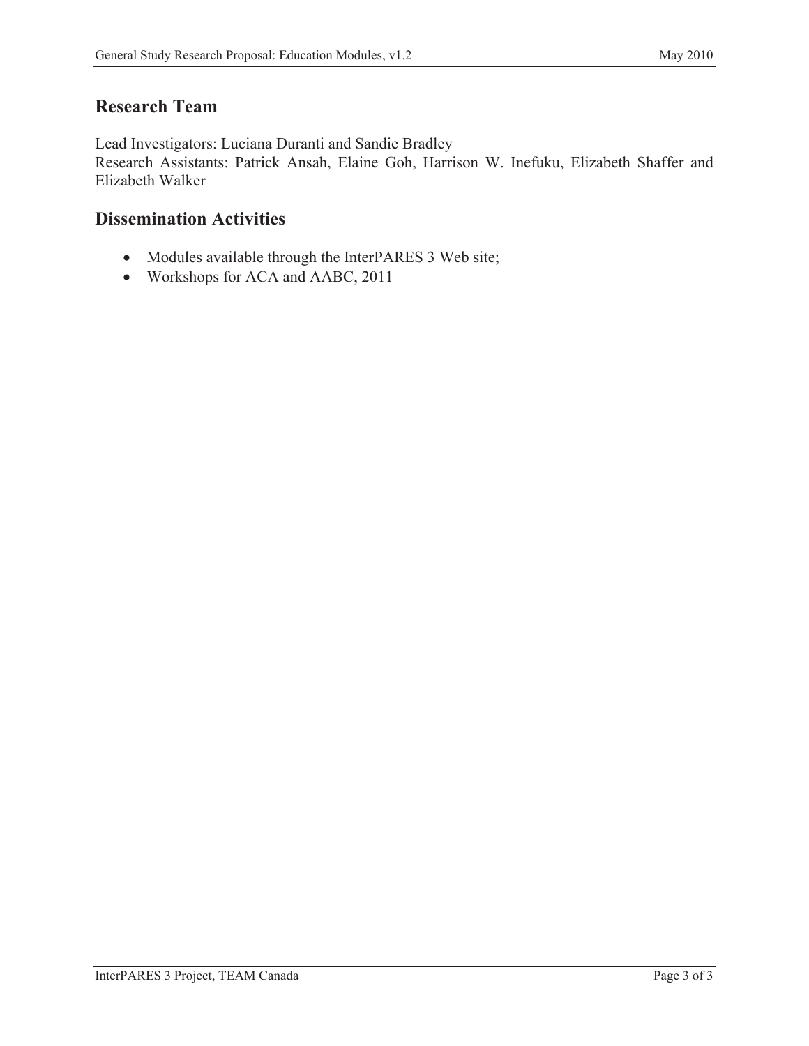## Research Team

Lead Investigators: Luciana Duranti and Sandie Bradley
Research Assistants: Patrick Ansah, Elaine Goh, Harrison W. Inefuku, Elizabeth Shaffer and Elizabeth Walker

## Dissemination Activities

- Modules available through the InterPARES 3 Web site;
- Workshops for ACA and AABC, 2011